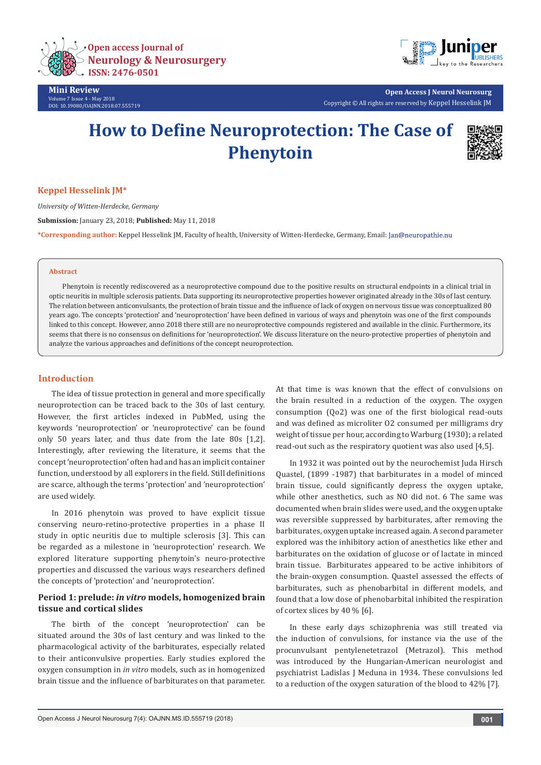Mini Review

Volume 7 Issue 4 - May 2018

DOI: 10.19080/OAJNN.2018.07.555719

# How to Define Neuroprotection: The Case of Phenytoin

**Keppel Hesselink JM***

*University of Witten-Herdecke, Germany*

**Submission:** January 23, 2018; **Published:** May 11, 2018

***Corresponding author:** Keppel Hesselink JM, Faculty of health, University of Witten-Herdecke, Germany, Email: Jan@neuropathie.nu

## Abstract

Phenytoin is recently rediscovered as a neuroprotective compound due to the positive results on structural endpoints in a clinical trial in optic neuritis in multiple sclerosis patients. Data supporting its neuroprotective properties however originated already in the 30s of last century. The relation between anticonvulsants, the protection of brain tissue and the influence of lack of oxygen on nervous tissue was conceptualized 80 years ago. The concepts 'protection' and 'neuroprotection' have been defined in various of ways and phenytoin was one of the first compounds linked to this concept. However, anno 2018 there still are no neuroprotective compounds registered and available in the clinic. Furthermore, its seems that there is no consensus on definitions for 'neuroprotection'. We discuss literature on the neuro-protective properties of phenytoin and analyze the various approaches and definitions of the concept neuroprotection.

## Introduction

The idea of tissue protection in general and more specifically neuroprotection can be traced back to the 30s of last century. However, the first articles indexed in PubMed, using the keywords 'neuroprotection' or 'neuroprotective' can be found only 50 years later, and thus date from the late 80s [1,2]. Interestingly, after reviewing the literature, it seems that the concept 'neuroprotection' often had and has an implicit container function, understood by all explorers in the field. Still definitions are scarce, although the terms 'protection' and 'neuroprotection' are used widely.

In 2016 phenytoin was proved to have explicit tissue conserving neuro-retino-protective properties in a phase II study in optic neuritis due to multiple sclerosis [3]. This can be regarded as a milestone in 'neuroprotection' research. We explored literature supporting phenytoin's neuro-protective properties and discussed the various ways researchers defined the concepts of 'protection' and 'neuroprotection'.

### Period 1: prelude: *in vitro* models, homogenized brain tissue and cortical slides

The birth of the concept 'neuroprotection' can be situated around the 30s of last century and was linked to the pharmacological activity of the barbiturates, especially related to their anticonvulsive properties. Early studies explored the oxygen consumption in *in vitro* models, such as in homogenized brain tissue and the influence of barbiturates on that parameter. At that time is was known that the effect of convulsions on the brain resulted in a reduction of the oxygen. The oxygen consumption (Qo2) was one of the first biological read-outs and was defined as microliter O2 consumed per milligrams dry weight of tissue per hour, according to Warburg (1930); a related read-out such as the respiratory quotient was also used [4,5].

In 1932 it was pointed out by the neurochemist Juda Hirsch Quastel, (1899 -1987) that barbiturates in a model of minced brain tissue, could significantly depress the oxygen uptake, while other anesthetics, such as NO did not. 6 The same was documented when brain slides were used, and the oxygen uptake was reversible suppressed by barbiturates, after removing the barbiturates, oxygen uptake increased again. A second parameter explored was the inhibitory action of anesthetics like ether and barbiturates on the oxidation of glucose or of lactate in minced brain tissue. Barbiturates appeared to be active inhibitors of the brain-oxygen consumption. Quastel assessed the effects of barbiturates, such as phenobarbital in different models, and found that a low dose of phenobarbital inhibited the respiration of cortex slices by 40 % [6].

In these early days schizophrenia was still treated via the induction of convulsions, for instance via the use of the procunvulsant pentylenetetrazol (Metrazol). This method was introduced by the Hungarian-American neurologist and psychiatrist Ladislas J Meduna in 1934. These convulsions led to a reduction of the oxygen saturation of the blood to 42% [7].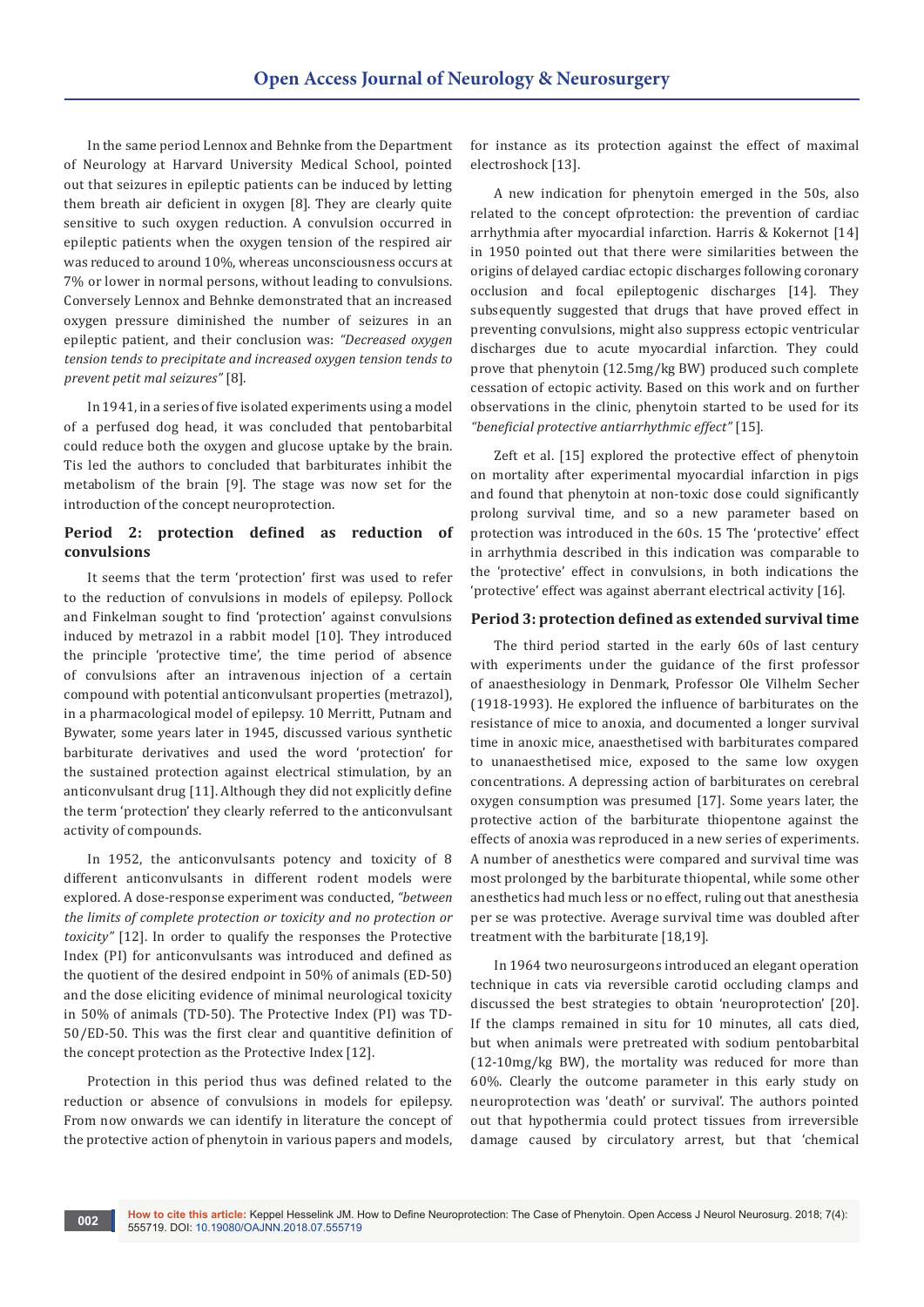In the same period Lennox and Behnke from the Department of Neurology at Harvard University Medical School, pointed out that seizures in epileptic patients can be induced by letting them breath air deficient in oxygen [8]. They are clearly quite sensitive to such oxygen reduction. A convulsion occurred in epileptic patients when the oxygen tension of the respired air was reduced to around 10%, whereas unconsciousness occurs at 7% or lower in normal persons, without leading to convulsions. Conversely Lennox and Behnke demonstrated that an increased oxygen pressure diminished the number of seizures in an epileptic patient, and their conclusion was: *"Decreased oxygen tension tends to precipitate and increased oxygen tension tends to prevent petit mal seizures"* [8].

In 1941, in a series of five isolated experiments using a model of a perfused dog head, it was concluded that pentobarbital could reduce both the oxygen and glucose uptake by the brain. Tis led the authors to concluded that barbiturates inhibit the metabolism of the brain [9]. The stage was now set for the introduction of the concept neuroprotection.

## Period 2: protection defined as reduction of convulsions

It seems that the term 'protection' first was used to refer to the reduction of convulsions in models of epilepsy. Pollock and Finkelman sought to find 'protection' against convulsions induced by metrazol in a rabbit model [10]. They introduced the principle 'protective time', the time period of absence of convulsions after an intravenous injection of a certain compound with potential anticonvulsant properties (metrazol), in a pharmacological model of epilepsy. 10 Merritt, Putnam and Bywater, some years later in 1945, discussed various synthetic barbiturate derivatives and used the word 'protection' for the sustained protection against electrical stimulation, by an anticonvulsant drug [11]. Although they did not explicitly define the term 'protection' they clearly referred to the anticonvulsant activity of compounds.

In 1952, the anticonvulsants potency and toxicity of 8 different anticonvulsants in different rodent models were explored. A dose-response experiment was conducted, *"between the limits of complete protection or toxicity and no protection or toxicity"* [12]. In order to qualify the responses the Protective Index (PI) for anticonvulsants was introduced and defined as the quotient of the desired endpoint in 50% of animals (ED-50) and the dose eliciting evidence of minimal neurological toxicity in 50% of animals (TD-50). The Protective Index (PI) was TD-50/ED-50. This was the first clear and quantitive definition of the concept protection as the Protective Index [12].

Protection in this period thus was defined related to the reduction or absence of convulsions in models for epilepsy. From now onwards we can identify in literature the concept of the protective action of phenytoin in various papers and models, for instance as its protection against the effect of maximal electroshock [13].

A new indication for phenytoin emerged in the 50s, also related to the concept ofprotection: the prevention of cardiac arrhythmia after myocardial infarction. Harris & Kokernot [14] in 1950 pointed out that there were similarities between the origins of delayed cardiac ectopic discharges following coronary occlusion and focal epileptogenic discharges [14]. They subsequently suggested that drugs that have proved effect in preventing convulsions, might also suppress ectopic ventricular discharges due to acute myocardial infarction. They could prove that phenytoin (12.5mg/kg BW) produced such complete cessation of ectopic activity. Based on this work and on further observations in the clinic, phenytoin started to be used for its *"beneficial protective antiarrhythmic effect"* [15].

Zeft et al. [15] explored the protective effect of phenytoin on mortality after experimental myocardial infarction in pigs and found that phenytoin at non-toxic dose could significantly prolong survival time, and so a new parameter based on protection was introduced in the 60s. 15 The 'protective' effect in arrhythmia described in this indication was comparable to the 'protective' effect in convulsions, in both indications the 'protective' effect was against aberrant electrical activity [16].

## Period 3: protection defined as extended survival time

The third period started in the early 60s of last century with experiments under the guidance of the first professor of anaesthesiology in Denmark, Professor Ole Vilhelm Secher (1918-1993). He explored the influence of barbiturates on the resistance of mice to anoxia, and documented a longer survival time in anoxic mice, anaesthetised with barbiturates compared to unanaesthetised mice, exposed to the same low oxygen concentrations. A depressing action of barbiturates on cerebral oxygen consumption was presumed [17]. Some years later, the protective action of the barbiturate thiopentone against the effects of anoxia was reproduced in a new series of experiments. A number of anesthetics were compared and survival time was most prolonged by the barbiturate thiopental, while some other anesthetics had much less or no effect, ruling out that anesthesia per se was protective. Average survival time was doubled after treatment with the barbiturate [18,19].

In 1964 two neurosurgeons introduced an elegant operation technique in cats via reversible carotid occluding clamps and discussed the best strategies to obtain 'neuroprotection' [20]. If the clamps remained in situ for 10 minutes, all cats died, but when animals were pretreated with sodium pentobarbital (12-10mg/kg BW), the mortality was reduced for more than 60%. Clearly the outcome parameter in this early study on neuroprotection was 'death' or survival'. The authors pointed out that hypothermia could protect tissues from irreversible damage caused by circulatory arrest, but that 'chemical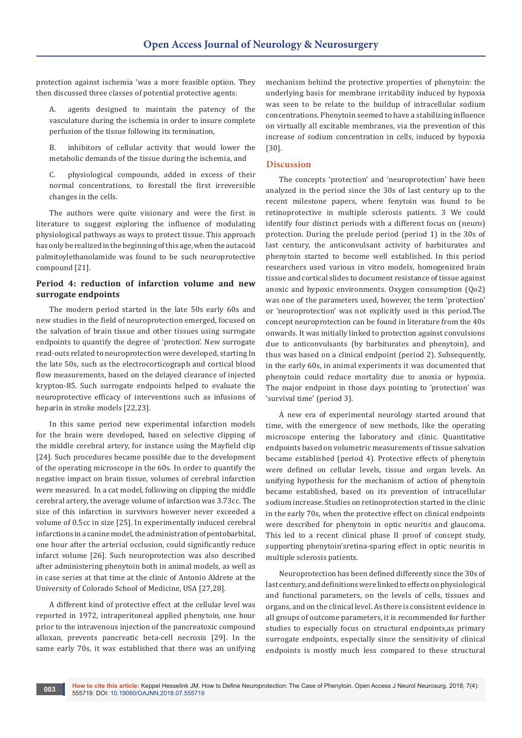protection against ischemia 'was a more feasible option. They then discussed three classes of potential protective agents:

A. agents designed to maintain the patency of the vasculature during the ischemia in order to insure complete perfusion of the tissue following its termination,

B. inhibitors of cellular activity that would lower the metabolic demands of the tissue during the ischemia, and

C. physiological compounds, added in excess of their normal concentrations, to forestall the first irreversible changes in the cells.

The authors were quite visionary and were the first in literature to suggest exploring the influence of modulating physiological pathways as ways to protect tissue. This approach has only be realized in the beginning of this age, when the autacoid palmitoylethanolamide was found to be such neuroprotective compound [21].

### Period 4: reduction of infarction volume and new surrogate endpoints

The modern period started in the late 50s early 60s and new studies in the field of neuroprotection emerged, focused on the salvation of brain tissue and other tissues using surrogate endpoints to quantify the degree of 'protection'. New surrogate read-outs related to neuroprotection were developed, starting In the late 50s, such as the electrocorticograph and cortical blood flow measurements, based on the delayed clearance of injected krypton-85. Such surrogate endpoints helped to evaluate the neuroprotective efficacy of interventions such as infusions of heparin in stroke models [22,23].

In this same period new experimental infarction models for the brain were developed, based on selective clipping of the middle cerebral artery, for instance using the Mayfield clip [24]. Such procedures became possible due to the development of the operating microscope in the 60s. In order to quantify the negative impact on brain tissue, volumes of cerebral infarction were measured. In a cat model, following on clipping the middle cerebral artery, the average volume of infarction was 3.73cc. The size of this infarction in survivors however never exceeded a volume of 0.5cc in size [25]. In experimentally induced cerebral infarctions in a canine model, the administration of pentobarbital, one hour after the arterial occlusion, could significantly reduce infarct volume [26]. Such neuroprotection was also described after administering phenytoin both in animal models, as well as in case series at that time at the clinic of Antonio Aldrete at the University of Colorado School of Medicine, USA [27,28].

A different kind of protective effect at the cellular level was reported in 1972, intraperitoneal applied phenytoin, one hour prior to the intravenous injection of the pancreatoxic compound alloxan, prevents pancreatic beta-cell necrosis [29]. In the same early 70s, it was established that there was an unifying mechanism behind the protective properties of phenytoin: the underlying basis for membrane irritability induced by hypoxia was seen to be relate to the buildup of intracellular sodium concentrations. Phenytoin seemed to have a stabilizing influence on virtually all excitable membranes, via the prevention of this increase of sodium concentration in cells, induced by hypoxia [30].

## Discussion

The concepts 'protection' and 'neuroprotection' have been analyzed in the period since the 30s of last century up to the recent milestone papers, where fenytoin was found to be retinoprotective in multiple sclerosis patients. 3 We could identify four distinct periods with a different focus on (neuro) protection. During the prelude period (period 1) in the 30s of last century, the anticonvulsant activity of barbiturates and phenytoin started to become well established. In this period researchers used various in vitro models, homogenized brain tissue and cortical slides to document resistance of tissue against anoxic and hypoxic environments. Oxygen consumption ($Qo2$) was one of the parameters used, however, the term 'protection' or 'neuroprotection' was not explicitly used in this period.The concept neuroprotection can be found in literature from the 40s onwards. It was initially linked to protection against convulsions due to anticonvulsants (by barbiturates and phenytoin), and thus was based on a clinical endpoint (period 2). Subsequently, in the early 60s, in animal experiments it was documented that phenytoin could reduce mortality due to anoxia or hypoxia. The major endpoint in those days pointing to 'protection' was 'survival time' (period 3).

A new era of experimental neurology started around that time, with the emergence of new methods, like the operating microscope entering the laboratory and clinic. Quantitative endpoints based on volumetric measurements of tissue salvation became established (period 4). Protective effects of phenytoin were defined on cellular levels, tissue and organ levels. An unifying hypothesis for the mechanism of action of phenytoin became established, based on its prevention of intracellular sodium increase. Studies on retinoprotection started in the clinic in the early 70s, when the protective effect on clinical endpoints were described for phenytoin in optic neuritis and glaucoma. This led to a recent clinical phase II proof of concept study, supporting phenytoin'sretina-sparing effect in optic neuritis in multiple sclerosis patients.

Neuroprotection has been defined differently since the 30s of last century, and definitions were linked to effects on physiological and functional parameters, on the levels of cells, tissues and organs, and on the clinical level. As there is consistent evidence in all groups of outcome parameters, it is recommended for further studies to especially focus on structural endpoints,as primary surrogate endpoints, especially since the sensitivity of clinical endpoints is mostly much less compared to these structural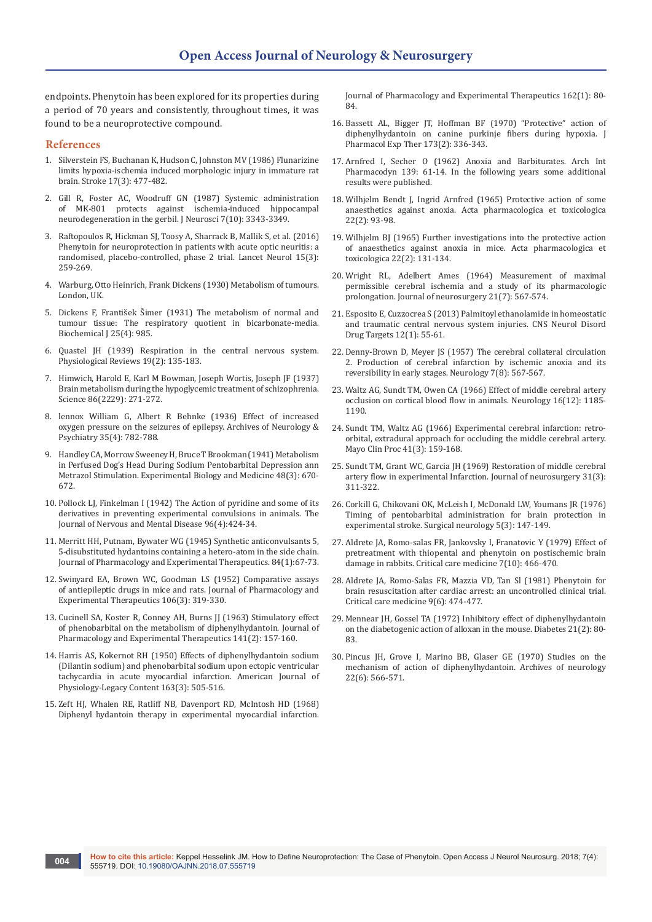endpoints. Phenytoin has been explored for its properties during a period of 70 years and consistently, throughout times, it was found to be a neuroprotective compound.

## References

1. Silverstein FS, Buchanan K, Hudson C, Johnston MV (1986) Flunarizine limits hypoxia-ischemia induced morphologic injury in immature rat brain. Stroke 17(3): 477-482.
2. Gill R, Foster AC, Woodruff GN (1987) Systemic administration of MK-801 protects against ischemia-induced hippocampal neurodegeneration in the gerbil. J Neurosci 7(10): 3343-3349.
3. Raftopoulos R, Hickman SJ, Toosy A, Sharrack B, Mallik S, et al. (2016) Phenytoin for neuroprotection in patients with acute optic neuritis: a randomised, placebo-controlled, phase 2 trial. Lancet Neurol 15(3): 259-269.
4. Warburg, Otto Heinrich, Frank Dickens (1930) Metabolism of tumours. London, UK.
5. Dickens F, František Šimer (1931) The metabolism of normal and tumour tissue: The respiratory quotient in bicarbonate-media. Biochemical J 25(4): 985.
6. Quastel JH (1939) Respiration in the central nervous system. Physiological Reviews 19(2): 135-183.
7. Himwich, Harold E, Karl M Bowman, Joseph Wortis, Joseph JF (1937) Brain metabolism during the hypoglycemic treatment of schizophrenia. Science 86(2229): 271-272.
8. lennox William G, Albert R Behnke (1936) Effect of increased oxygen pressure on the seizures of epilepsy. Archives of Neurology & Psychiatry 35(4): 782-788.
9. Handley CA, Morrow Sweeney H, Bruce T Brookman (1941) Metabolism in Perfused Dog's Head During Sodium Pentobarbital Depression ann Metrazol Stimulation. Experimental Biology and Medicine 48(3): 670-672.
10. Pollock LJ, Finkelman I (1942) The Action of pyridine and some of its derivatives in preventing experimental convulsions in animals. The Journal of Nervous and Mental Disease 96(4):424-34.
11. Merritt HH, Putnam, Bywater WG (1945) Synthetic anticonvulsants 5, 5-disubstituted hydantoins containing a hetero-atom in the side chain. Journal of Pharmacology and Experimental Therapeutics. 84(1):67-73.
12. Swinyard EA, Brown WC, Goodman LS (1952) Comparative assays of antiepileptic drugs in mice and rats. Journal of Pharmacology and Experimental Therapeutics 106(3): 319-330.
13. Cucinell SA, Koster R, Conney AH, Burns JJ (1963) Stimulatory effect of phenobarbital on the metabolism of diphenylhydantoin. Journal of Pharmacology and Experimental Therapeutics 141(2): 157-160.
14. Harris AS, Kokernot RH (1950) Effects of diphenylhydantoin sodium (Dilantin sodium) and phenobarbital sodium upon ectopic ventricular tachycardia in acute myocardial infarction. American Journal of Physiology-Legacy Content 163(3): 505-516.
15. Zeft HJ, Whalen RE, Ratliff NB, Davenport RD, McIntosh HD (1968) Diphenyl hydantoin therapy in experimental myocardial infarction. Journal of Pharmacology and Experimental Therapeutics 162(1): 80-84.
16. Bassett AL, Bigger JT, Hoffman BF (1970) "Protective" action of diphenylhydantoin on canine purkinje fibers during hypoxia. J Pharmacol Exp Ther 173(2): 336-343.
17. Arnfred I, Secher O (1962) Anoxia and Barbiturates. Arch Int Pharmacodyn 139: 61-14. In the following years some additional results were published.
18. Wilhjelm Bendt J, Ingrid Arnfred (1965) Protective action of some anaesthetics against anoxia. Acta pharmacologica et toxicologica 22(2): 93-98.
19. Wilhjelm BJ (1965) Further investigations into the protective action of anaesthetics against anoxia in mice. Acta pharmacologica et toxicologica 22(2): 131-134.
20. Wright RL, Adelbert Ames (1964) Measurement of maximal permissible cerebral ischemia and a study of its pharmacologic prolongation. Journal of neurosurgery 21(7): 567-574.
21. Esposito E, Cuzzocrea S (2013) Palmitoyl ethanolamide in homeostatic and traumatic central nervous system injuries. CNS Neurol Disord Drug Targets 12(1): 55-61.
22. Denny-Brown D, Meyer JS (1957) The cerebral collateral circulation 2. Production of cerebral infarction by ischemic anoxia and its reversibility in early stages. Neurology 7(8): 567-567.
23. Waltz AG, Sundt TM, Owen CA (1966) Effect of middle cerebral artery occlusion on cortical blood flow in animals. Neurology 16(12): 1185-1190.
24. Sundt TM, Waltz AG (1966) Experimental cerebral infarction: retro-orbital, extradural approach for occluding the middle cerebral artery. Mayo Clin Proc 41(3): 159-168.
25. Sundt TM, Grant WC, Garcia JH (1969) Restoration of middle cerebral artery flow in experimental Infarction. Journal of neurosurgery 31(3): 311-322.
26. Corkill G, Chikovani OK, McLeish I, McDonald LW, Youmans JR (1976) Timing of pentobarbital administration for brain protection in experimental stroke. Surgical neurology 5(3): 147-149.
27. Aldrete JA, Romo-salas FR, Jankovsky l, Franatovic Y (1979) Effect of pretreatment with thiopental and phenytoin on postischemic brain damage in rabbits. Critical care medicine 7(10): 466-470.
28. Aldrete JA, Romo-Salas FR, Mazzia VD, Tan Sl (1981) Phenytoin for brain resuscitation after cardiac arrest: an uncontrolled clinical trial. Critical care medicine 9(6): 474-477.
29. Mennear JH, Gossel TA (1972) Inhibitory effect of diphenylhydantoin on the diabetogenic action of alloxan in the mouse. Diabetes 21(2): 80-83.
30. Pincus JH, Grove I, Marino BB, Glaser GE (1970) Studies on the mechanism of action of diphenylhydantoin. Archives of neurology 22(6): 566-571.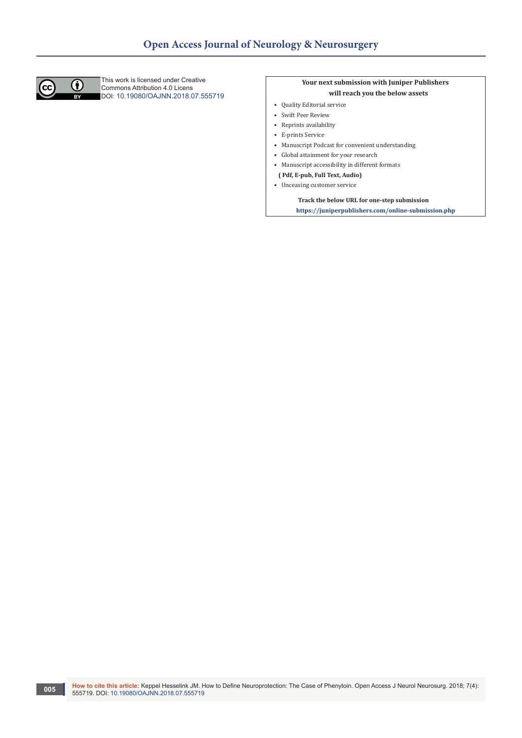This work is licensed under Creative Commons Attribution 4.0 Licens
DOI: 10.19080/OAJNN.2018.07.555719

**Your next submission with Juniper Publishers will reach you the below assets**

- Quality Editorial service
- Swift Peer Review
- Reprints availability
- E-prints Service
- Manuscript Podcast for convenient understanding
- Global attainment for your research
- Manuscript accessibility in different formats

**( Pdf, E-pub, Full Text, Audio)**

- Unceasing customer service

**Track the below URL for one-step submission**
**https://juniperpublishers.com/online-submission.php**

**How to cite this article:** Keppel Hesselink JM. How to Define Neuroprotection: The Case of Phenytoin. Open Access J Neurol Neurosurg. 2018; 7(4): 555719. DOI: 10.19080/OAJNN.2018.07.555719